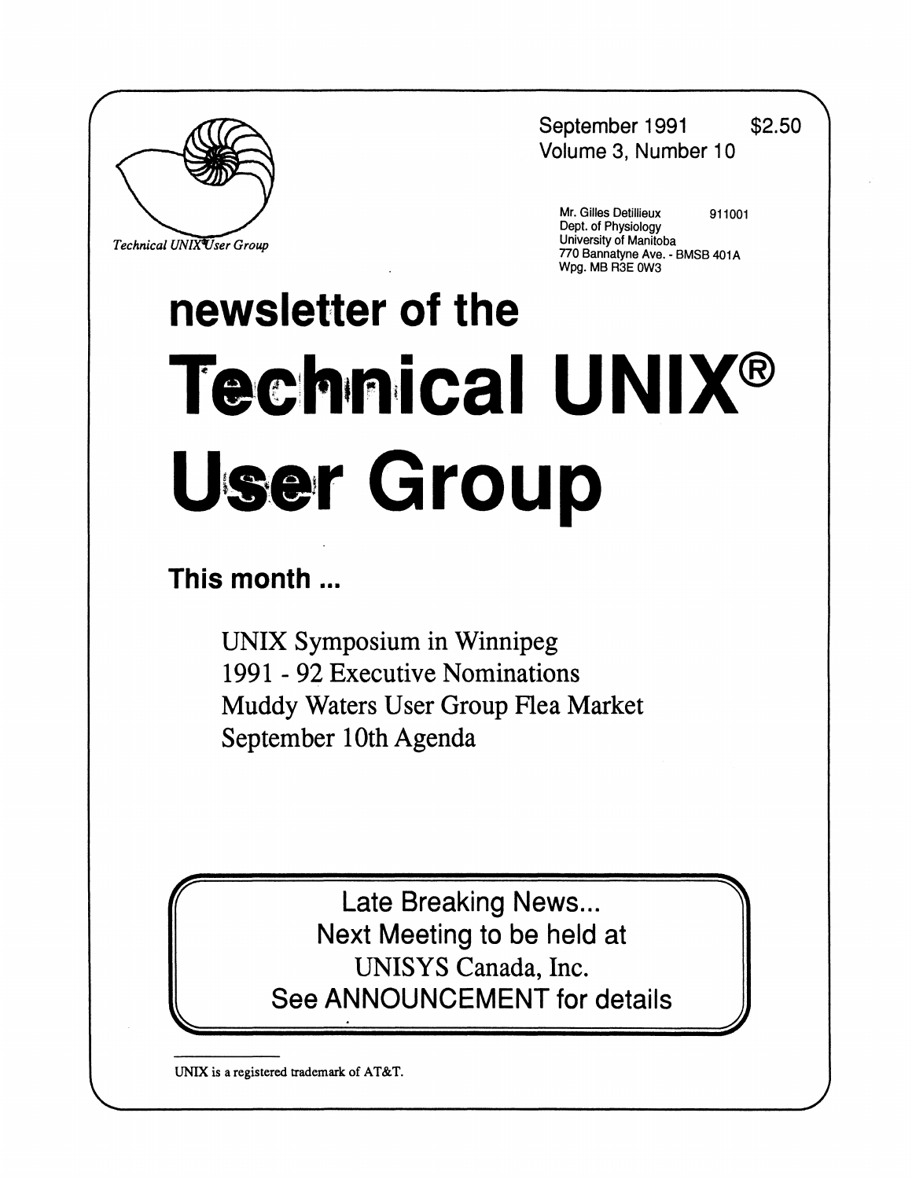Technical UNIX User Group

September 1991 $2.50
Volume 3, Number 10

Mr. Gilles Detillieux 911001
Dept. of Physiology
University of Manitoba
770 Bannatyne Ave. - BMSB 401A
Wpg. MB R3E 0W3

# newsletter of the

# Technical UNIX® User Group

## This month ...

UNIX Symposium in Winnipeg
1991 - 92 Executive Nominations
Muddy Waters User Group Flea Market
September 10th Agenda

**Late Breaking News...**
**Next Meeting to be held at**
**UNISYS Canada, Inc.**
**See ANNOUNCEMENT for details**

UNIX is a registered trademark of AT&T.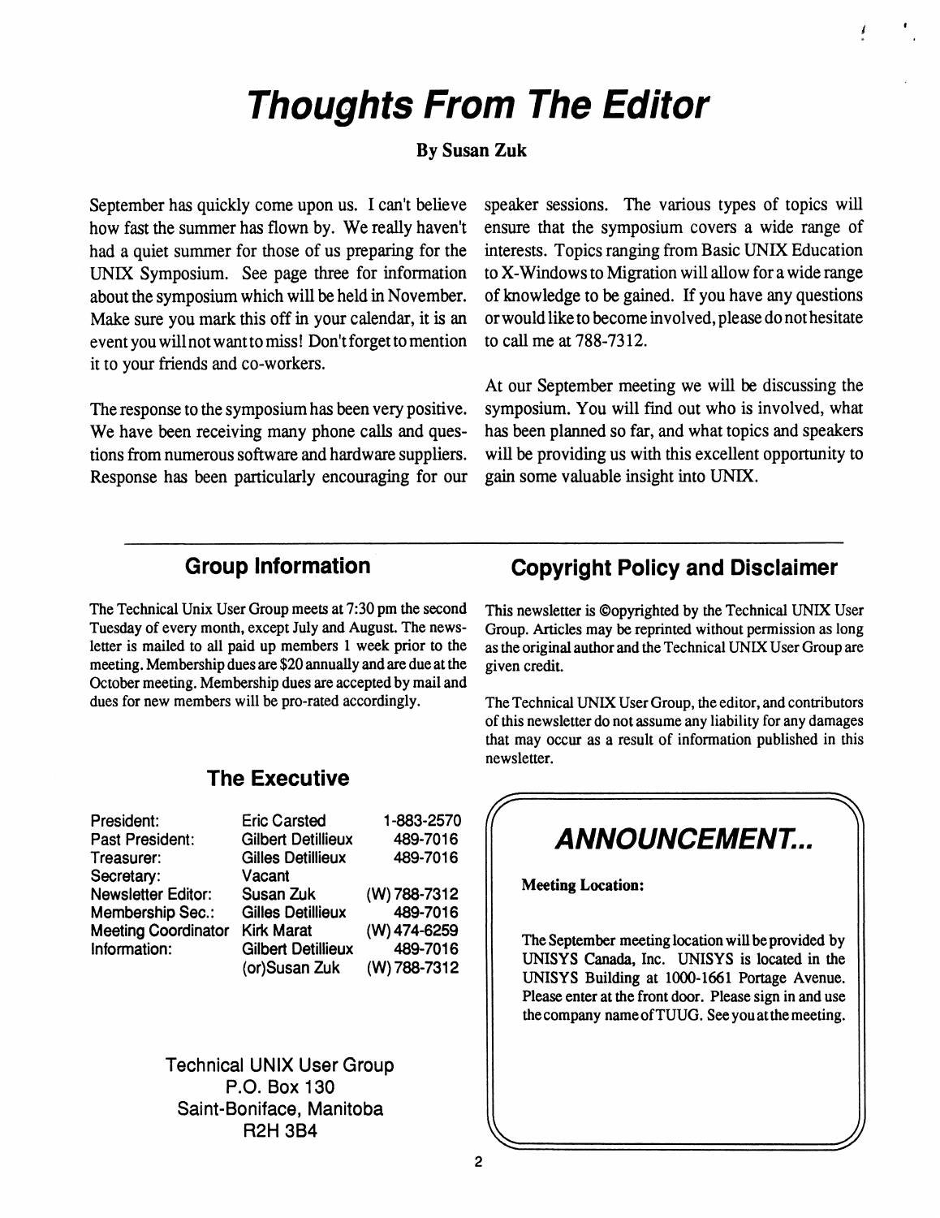# *Thoughts From The Editor*

**By Susan Zuk**

September has quickly come upon us. I can't believe how fast the summer has flown by. We really haven't had a quiet summer for those of us preparing for the UNIX Symposium. See page three for information about the symposium which will be held in November. Make sure you mark this off in your calendar, it is an event you will not want to miss! Don't forget to mention it to your friends and co-workers.

The response to the symposium has been very positive. We have been receiving many phone calls and questions from numerous software and hardware suppliers. Response has been particularly encouraging for our speaker sessions. The various types of topics will ensure that the symposium covers a wide range of interests. Topics ranging from Basic UNIX Education to X-Windows to Migration will allow for a wide range of knowledge to be gained. If you have any questions or would like to become involved, please do not hesitate to call me at 788-7312.

At our September meeting we will be discussing the symposium. You will find out who is involved, what has been planned so far, and what topics and speakers will be providing us with this excellent opportunity to gain some valuable insight into UNIX.

## Group Information

The Technical Unix User Group meets at 7:30 pm the second Tuesday of every month, except July and August. The newsletter is mailed to all paid up members 1 week prior to the meeting. Membership dues are $20 annually and are due at the October meeting. Membership dues are accepted by mail and dues for new members will be pro-rated accordingly.

## The Executive

| | | |
|---|---|---|
| President: | Eric Carsted | 1-883-2570 |
| Past President: | Gilbert Detillieux | 489-7016 |
| Treasurer: | Gilles Detillieux | 489-7016 |
| Secretary: | Vacant | |
| Newsletter Editor: | Susan Zuk | (W) 788-7312 |
| Membership Sec.: | Gilles Detillieux | 489-7016 |
| Meeting Coordinator | Kirk Marat | (W) 474-6259 |
| Information: | Gilbert Detillieux | 489-7016 |
| | (or)Susan Zuk | (W) 788-7312 |

Technical UNIX User Group
P.O. Box 130
Saint-Boniface, Manitoba
R2H 3B4

## Copyright Policy and Disclaimer

This newsletter is ©opyrighted by the Technical UNIX User Group. Articles may be reprinted without permission as long as the original author and the Technical UNIX User Group are given credit.

The Technical UNIX User Group, the editor, and contributors of this newsletter do not assume any liability for any damages that may occur as a result of information published in this newsletter.

## *ANNOUNCEMENT...*

**Meeting Location:**

The September meeting location will be provided by UNISYS Canada, Inc. UNISYS is located in the UNISYS Building at 1000-1661 Portage Avenue. Please enter at the front door. Please sign in and use the company name of TUUG. See you at the meeting.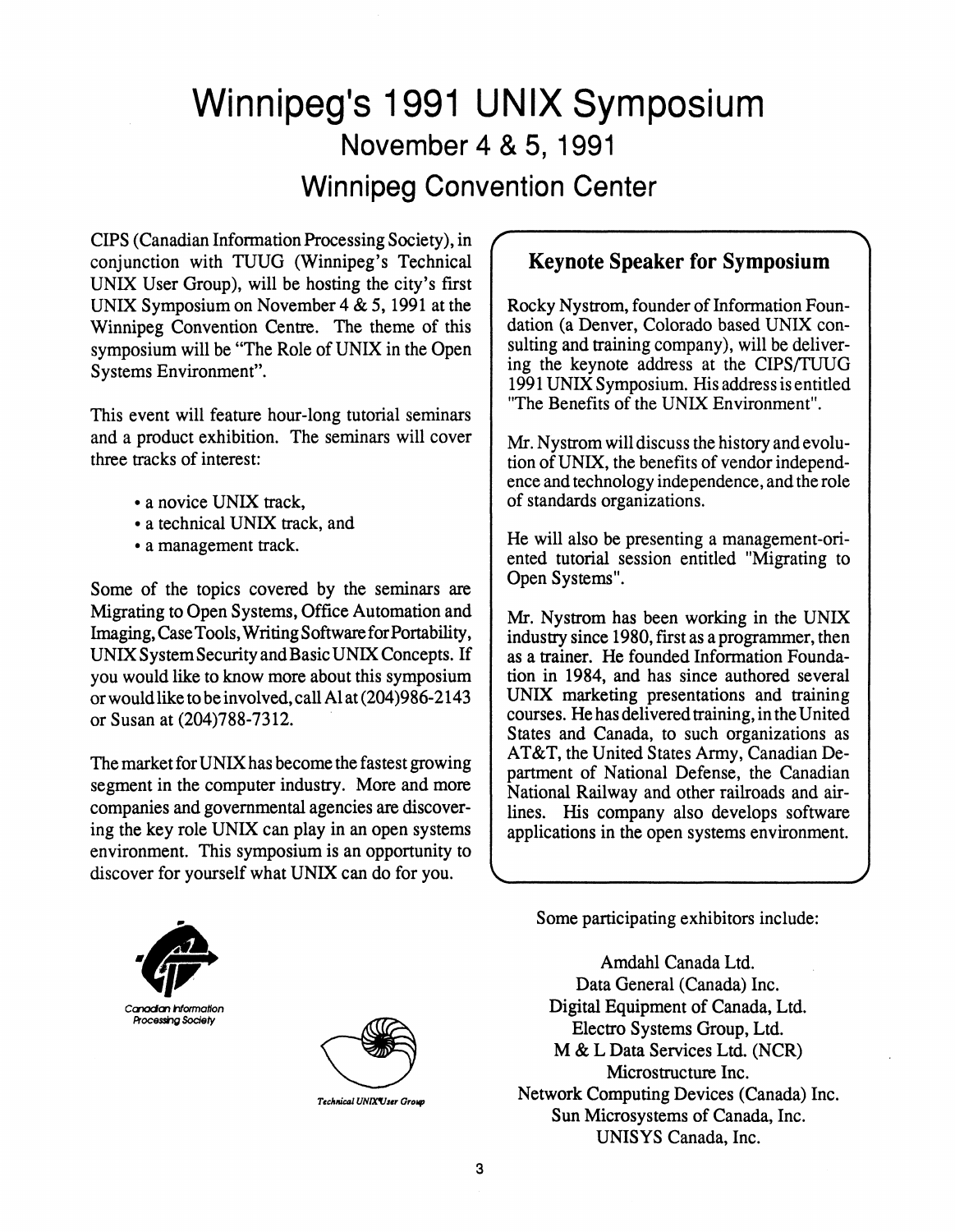# Winnipeg's 1991 UNIX Symposium

## November 4 & 5, 1991

## Winnipeg Convention Center

CIPS (Canadian Information Processing Society), in conjunction with TUUG (Winnipeg's Technical UNIX User Group), will be hosting the city's first UNIX Symposium on November 4 & 5, 1991 at the Winnipeg Convention Centre. The theme of this symposium will be "The Role of UNIX in the Open Systems Environment".

This event will feature hour-long tutorial seminars and a product exhibition. The seminars will cover three tracks of interest:

- a novice UNIX track,
- a technical UNIX track, and
- a management track.

Some of the topics covered by the seminars are Migrating to Open Systems, Office Automation and Imaging, Case Tools, Writing Software for Portability, UNIX System Security and Basic UNIX Concepts. If you would like to know more about this symposium or would like to be involved, call Al at (204)986-2143 or Susan at (204)788-7312.

The market for UNIX has become the fastest growing segment in the computer industry. More and more companies and governmental agencies are discovering the key role UNIX can play in an open systems environment. This symposium is an opportunity to discover for yourself what UNIX can do for you.

### Keynote Speaker for Symposium

Rocky Nystrom, founder of Information Foundation (a Denver, Colorado based UNIX consulting and training company), will be delivering the keynote address at the CIPS/TUUG 1991 UNIX Symposium. His address is entitled "The Benefits of the UNIX Environment".

Mr. Nystrom will discuss the history and evolution of UNIX, the benefits of vendor independence and technology independence, and the role of standards organizations.

He will also be presenting a management-oriented tutorial session entitled "Migrating to Open Systems".

Mr. Nystrom has been working in the UNIX industry since 1980, first as a programmer, then as a trainer. He founded Information Foundation in 1984, and has since authored several UNIX marketing presentations and training courses. He has delivered training, in the United States and Canada, to such organizations as AT&T, the United States Army, Canadian Department of National Defense, the Canadian National Railway and other railroads and airlines. His company also develops software applications in the open systems environment.

Canadian Information Processing Society

Technical UNIX User Group

Some participating exhibitors include:

Amdahl Canada Ltd.
Data General (Canada) Inc.
Digital Equipment of Canada, Ltd.
Electro Systems Group, Ltd.
M & L Data Services Ltd. (NCR)
Microstructure Inc.
Network Computing Devices (Canada) Inc.
Sun Microsystems of Canada, Inc.
UNISYS Canada, Inc.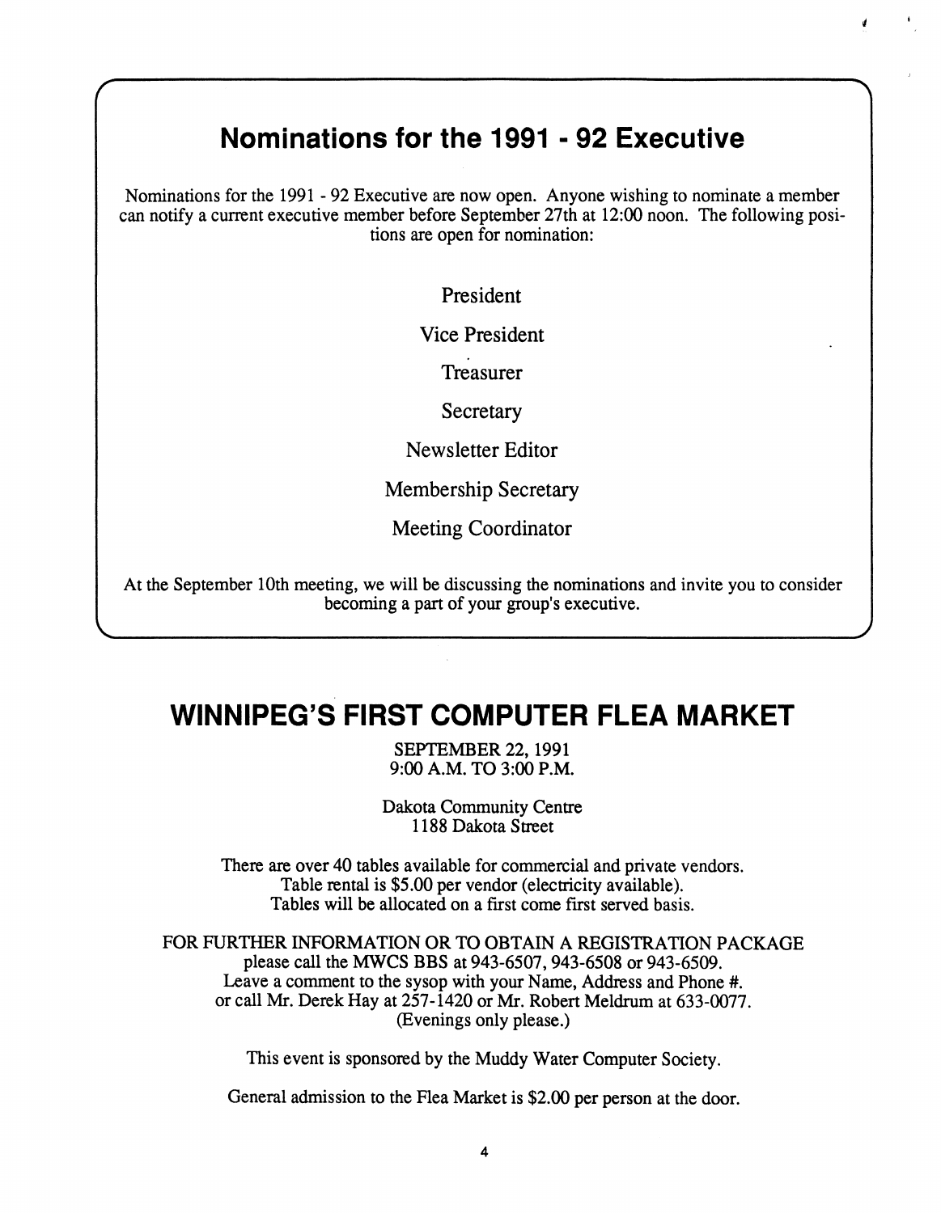## Nominations for the 1991 - 92 Executive

Nominations for the 1991 - 92 Executive are now open. Anyone wishing to nominate a member can notify a current executive member before September 27th at 12:00 noon. The following positions are open for nomination:

President

Vice President

Treasurer

Secretary

Newsletter Editor

Membership Secretary

Meeting Coordinator

At the September 10th meeting, we will be discussing the nominations and invite you to consider becoming a part of your group's executive.

## WINNIPEG'S FIRST COMPUTER FLEA MARKET

SEPTEMBER 22, 1991
9:00 A.M. TO 3:00 P.M.

Dakota Community Centre
1188 Dakota Street

There are over 40 tables available for commercial and private vendors.
Table rental is $5.00 per vendor (electricity available).
Tables will be allocated on a first come first served basis.

FOR FURTHER INFORMATION OR TO OBTAIN A REGISTRATION PACKAGE
please call the MWCS BBS at 943-6507, 943-6508 or 943-6509.
Leave a comment to the sysop with your Name, Address and Phone #.
or call Mr. Derek Hay at 257-1420 or Mr. Robert Meldrum at 633-0077.
(Evenings only please.)

This event is sponsored by the Muddy Water Computer Society.

General admission to the Flea Market is $2.00 per person at the door.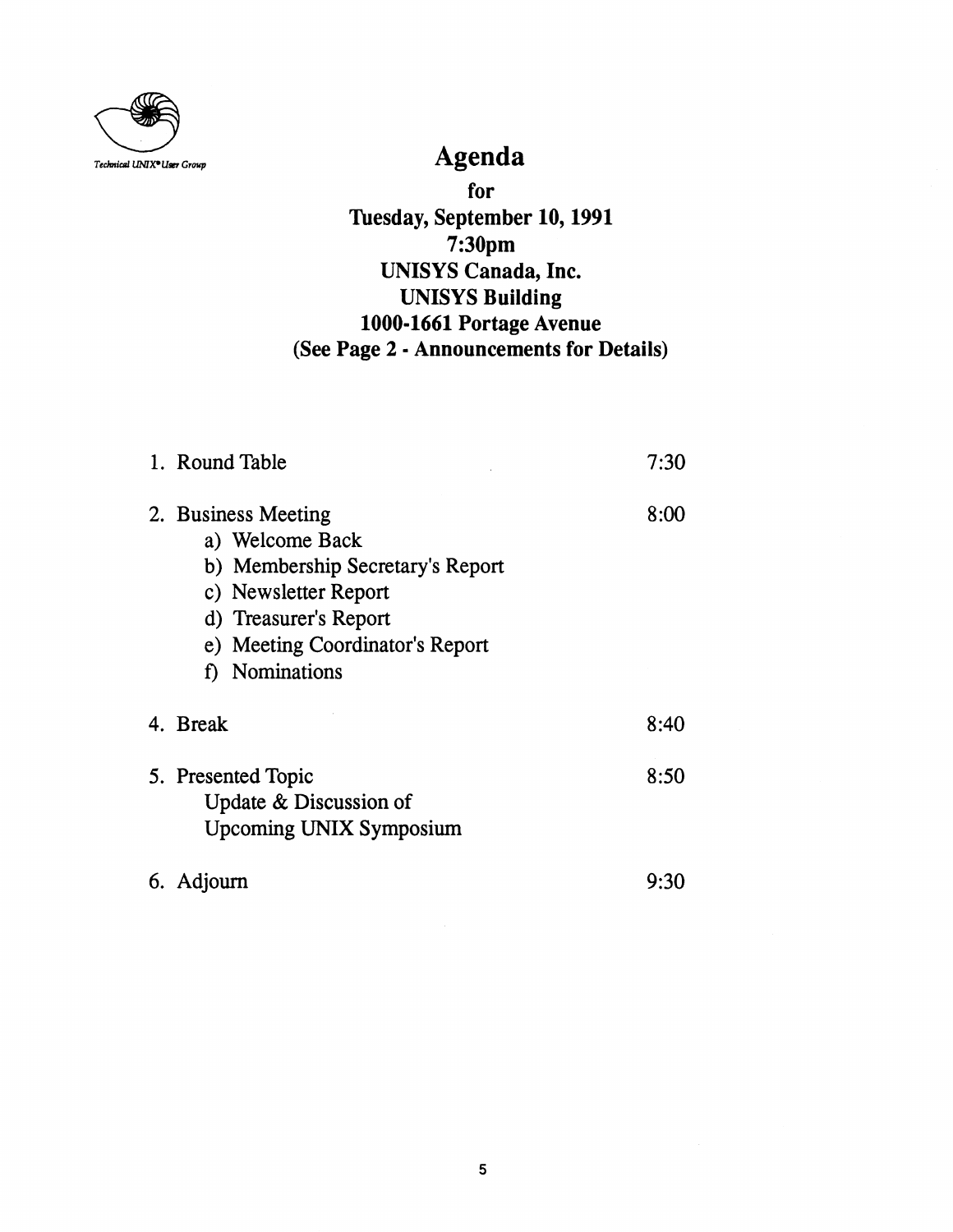Technical UNIX® User Group

# Agenda

## for
## Tuesday, September 10, 1991
## 7:30pm
## UNISYS Canada, Inc.
## UNISYS Building
## 1000-1661 Portage Avenue
## (See Page 2 - Announcements for Details)

| | |
|---|---|
| 1. Round Table | 7:30 |
| 2. Business Meeting<br>a) Welcome Back<br>b) Membership Secretary's Report<br>c) Newsletter Report<br>d) Treasurer's Report<br>e) Meeting Coordinator's Report<br>f) Nominations | 8:00 |
| 4. Break | 8:40 |
| 5. Presented Topic<br>Update & Discussion of<br>Upcoming UNIX Symposium | 8:50 |
| 6. Adjourn | 9:30 |